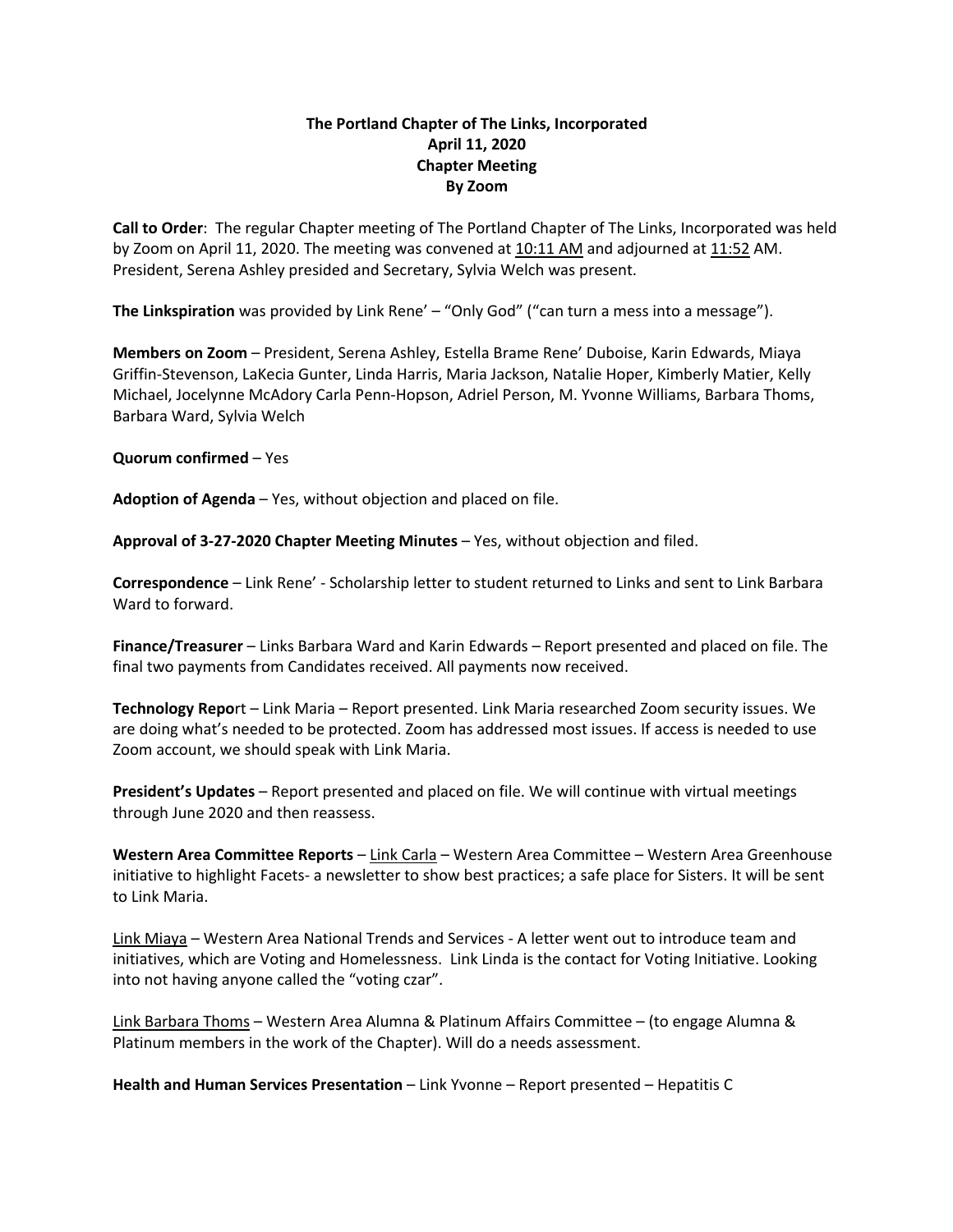**The Portland Chapter of The Links, Incorporated**
**April 11, 2020**
**Chapter Meeting**
**By Zoom**

**Call to Order**: The regular Chapter meeting of The Portland Chapter of The Links, Incorporated was held by Zoom on April 11, 2020. The meeting was convened at 10:11 AM and adjourned at 11:52 AM. President, Serena Ashley presided and Secretary, Sylvia Welch was present.

**The Linkspiration** was provided by Link Rene' – "Only God" ("can turn a mess into a message").

**Members on Zoom** – President, Serena Ashley, Estella Brame Rene' Duboise, Karin Edwards, Miaya Griffin-Stevenson, LaKecia Gunter, Linda Harris, Maria Jackson, Natalie Hoper, Kimberly Matier, Kelly Michael, Jocelynne McAdory Carla Penn-Hopson, Adriel Person, M. Yvonne Williams, Barbara Thoms, Barbara Ward, Sylvia Welch

**Quorum confirmed** – Yes

**Adoption of Agenda** – Yes, without objection and placed on file.

**Approval of 3-27-2020 Chapter Meeting Minutes** – Yes, without objection and filed.

**Correspondence** – Link Rene' - Scholarship letter to student returned to Links and sent to Link Barbara Ward to forward.

**Finance/Treasurer** – Links Barbara Ward and Karin Edwards – Report presented and placed on file. The final two payments from Candidates received. All payments now received.

**Technology Repo**rt – Link Maria – Report presented. Link Maria researched Zoom security issues. We are doing what's needed to be protected. Zoom has addressed most issues. If access is needed to use Zoom account, we should speak with Link Maria.

**President's Updates** – Report presented and placed on file. We will continue with virtual meetings through June 2020 and then reassess.

**Western Area Committee Reports** – Link Carla – Western Area Committee – Western Area Greenhouse initiative to highlight Facets- a newsletter to show best practices; a safe place for Sisters. It will be sent to Link Maria.

Link Miaya – Western Area National Trends and Services - A letter went out to introduce team and initiatives, which are Voting and Homelessness. Link Linda is the contact for Voting Initiative. Looking into not having anyone called the "voting czar".

Link Barbara Thoms – Western Area Alumna & Platinum Affairs Committee – (to engage Alumna & Platinum members in the work of the Chapter). Will do a needs assessment.

**Health and Human Services Presentation** – Link Yvonne – Report presented – Hepatitis C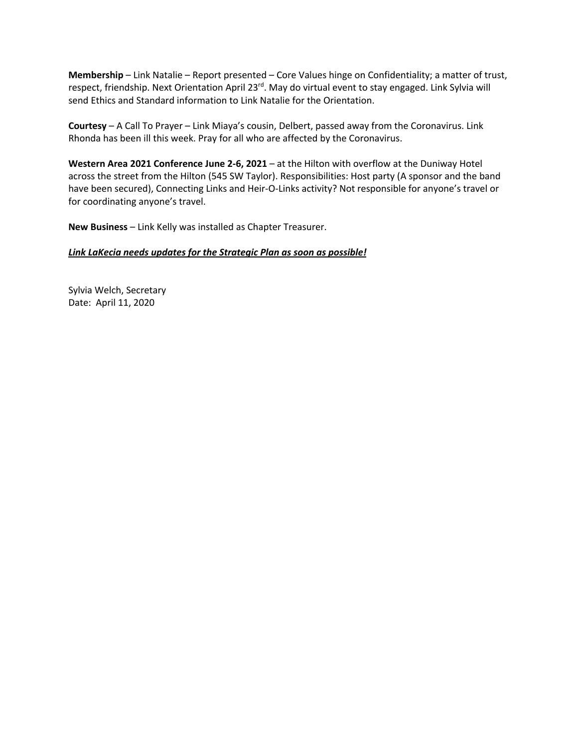**Membership** – Link Natalie – Report presented – Core Values hinge on Confidentiality; a matter of trust, respect, friendship. Next Orientation April 23rd. May do virtual event to stay engaged. Link Sylvia will send Ethics and Standard information to Link Natalie for the Orientation.

**Courtesy** – A Call To Prayer – Link Miaya's cousin, Delbert, passed away from the Coronavirus. Link Rhonda has been ill this week. Pray for all who are affected by the Coronavirus.

**Western Area 2021 Conference June 2-6, 2021** – at the Hilton with overflow at the Duniway Hotel across the street from the Hilton (545 SW Taylor). Responsibilities: Host party (A sponsor and the band have been secured), Connecting Links and Heir-O-Links activity? Not responsible for anyone's travel or for coordinating anyone's travel.

**New Business** – Link Kelly was installed as Chapter Treasurer.

***<u>Link LaKecia needs updates for the Strategic Plan as soon as possible!</u>***

Sylvia Welch, Secretary
Date: April 11, 2020